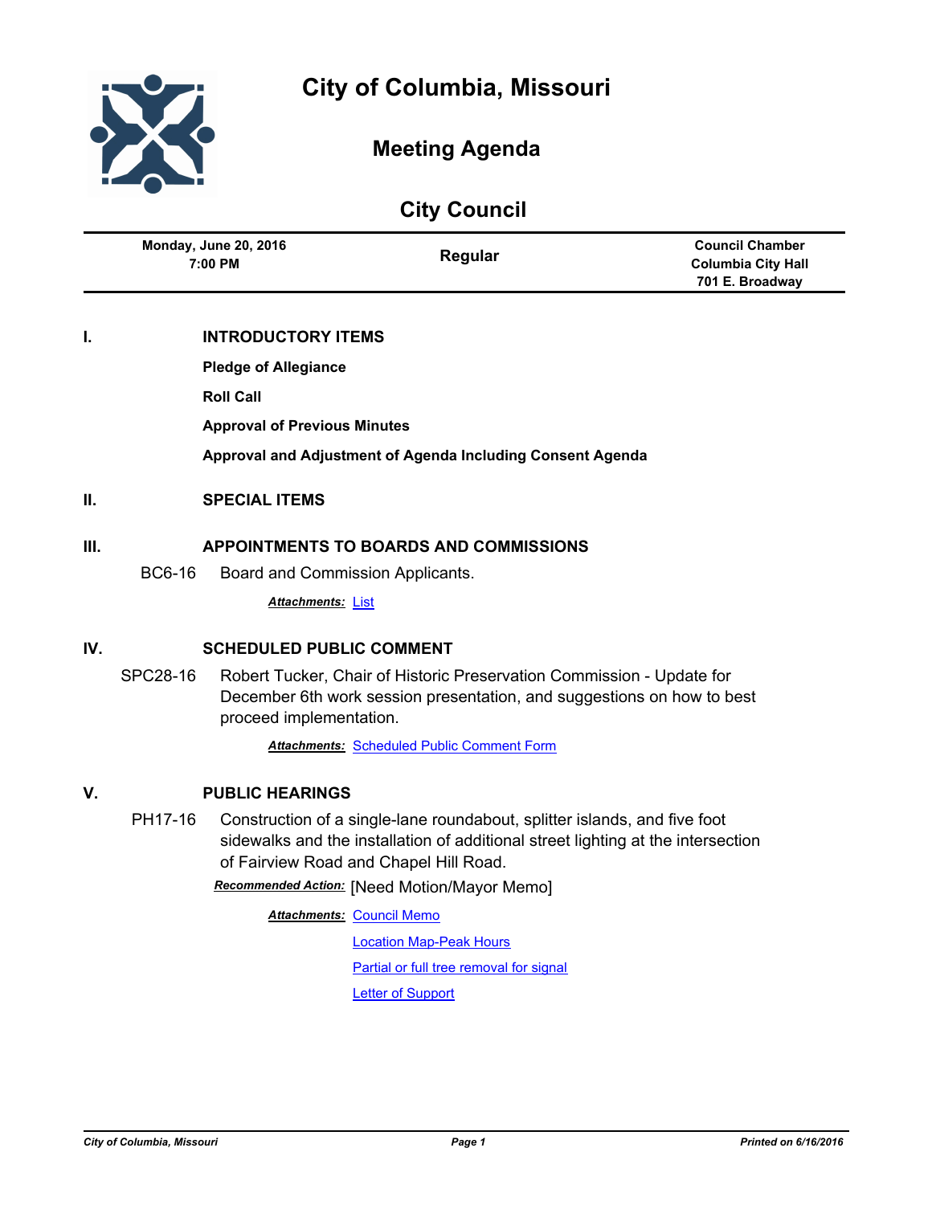# City of Columbia, Missouri

## Meeting Agenda

## City Council

| Monday, June 20, 2016 7:00 PM | Regular | Council Chamber Columbia City Hall 701 E. Broadway |
|---|---|---|

## I. INTRODUCTORY ITEMS

**Pledge of Allegiance**

**Roll Call**

**Approval of Previous Minutes**

**Approval and Adjustment of Agenda Including Consent Agenda**

## II. SPECIAL ITEMS

## III. APPOINTMENTS TO BOARDS AND COMMISSIONS

BC6-16 Board and Commission Applicants.

***Attachments:*** List

## IV. SCHEDULED PUBLIC COMMENT

SPC28-16 Robert Tucker, Chair of Historic Preservation Commission - Update for December 6th work session presentation, and suggestions on how to best proceed implementation.

***Attachments:*** Scheduled Public Comment Form

## V. PUBLIC HEARINGS

PH17-16 Construction of a single-lane roundabout, splitter islands, and five foot sidewalks and the installation of additional street lighting at the intersection of Fairview Road and Chapel Hill Road.

***Recommended Action:*** [Need Motion/Mayor Memo]

***Attachments:*** Council Memo

Location Map-Peak Hours

Partial or full tree removal for signal

Letter of Support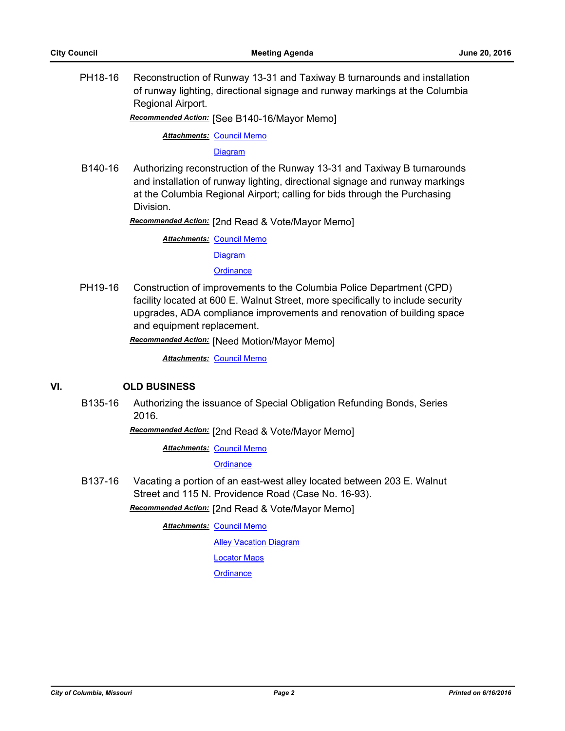**PH18-16** Reconstruction of Runway 13-31 and Taxiway B turnarounds and installation of runway lighting, directional signage and runway markings at the Columbia Regional Airport.

***Recommended Action:*** [See B140-16/Mayor Memo]

***Attachments:*** Council Memo
Diagram

**B140-16** Authorizing reconstruction of the Runway 13-31 and Taxiway B turnarounds and installation of runway lighting, directional signage and runway markings at the Columbia Regional Airport; calling for bids through the Purchasing Division.

***Recommended Action:*** [2nd Read & Vote/Mayor Memo]

***Attachments:*** Council Memo
Diagram
Ordinance

**PH19-16** Construction of improvements to the Columbia Police Department (CPD) facility located at 600 E. Walnut Street, more specifically to include security upgrades, ADA compliance improvements and renovation of building space and equipment replacement.

***Recommended Action:*** [Need Motion/Mayor Memo]

***Attachments:*** Council Memo

## VI. OLD BUSINESS

**B135-16** Authorizing the issuance of Special Obligation Refunding Bonds, Series 2016.

***Recommended Action:*** [2nd Read & Vote/Mayor Memo]

***Attachments:*** Council Memo
Ordinance

**B137-16** Vacating a portion of an east-west alley located between 203 E. Walnut Street and 115 N. Providence Road (Case No. 16-93).

***Recommended Action:*** [2nd Read & Vote/Mayor Memo]

***Attachments:*** Council Memo
Alley Vacation Diagram
Locator Maps
Ordinance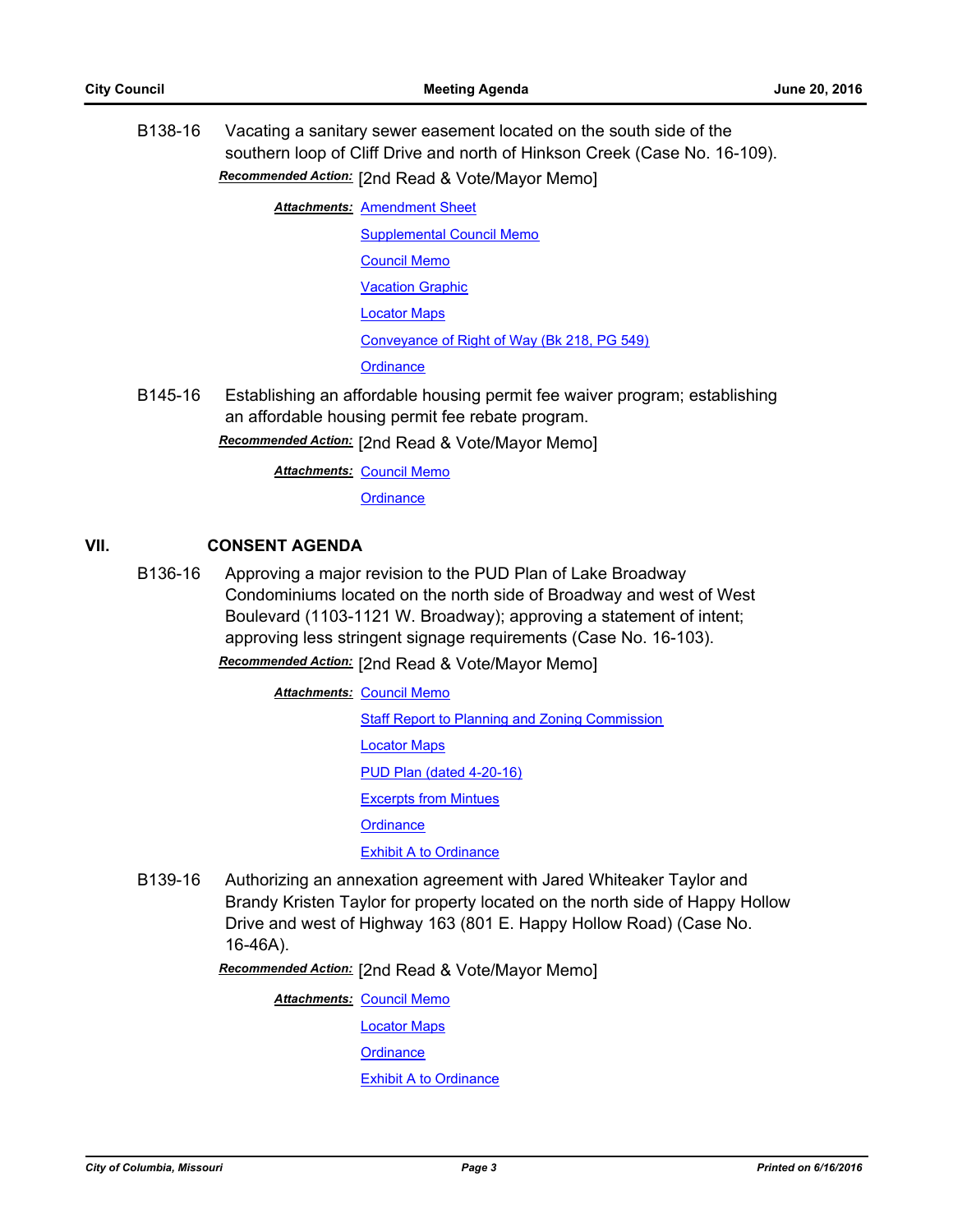B138-16 Vacating a sanitary sewer easement located on the south side of the southern loop of Cliff Drive and north of Hinkson Creek (Case No. 16-109).

***Recommended Action:*** [2nd Read & Vote/Mayor Memo]

***Attachments:*** Amendment Sheet
Supplemental Council Memo
Council Memo
Vacation Graphic
Locator Maps
Conveyance of Right of Way (Bk 218, PG 549)
Ordinance

B145-16 Establishing an affordable housing permit fee waiver program; establishing an affordable housing permit fee rebate program.

***Recommended Action:*** [2nd Read & Vote/Mayor Memo]

***Attachments:*** Council Memo
Ordinance

## VII. CONSENT AGENDA

B136-16 Approving a major revision to the PUD Plan of Lake Broadway Condominiums located on the north side of Broadway and west of West Boulevard (1103-1121 W. Broadway); approving a statement of intent; approving less stringent signage requirements (Case No. 16-103).

***Recommended Action:*** [2nd Read & Vote/Mayor Memo]

***Attachments:*** Council Memo
Staff Report to Planning and Zoning Commission
Locator Maps
PUD Plan (dated 4-20-16)
Excerpts from Mintues
Ordinance
Exhibit A to Ordinance

B139-16 Authorizing an annexation agreement with Jared Whiteaker Taylor and Brandy Kristen Taylor for property located on the north side of Happy Hollow Drive and west of Highway 163 (801 E. Happy Hollow Road) (Case No. 16-46A).

***Recommended Action:*** [2nd Read & Vote/Mayor Memo]

***Attachments:*** Council Memo
Locator Maps
Ordinance
Exhibit A to Ordinance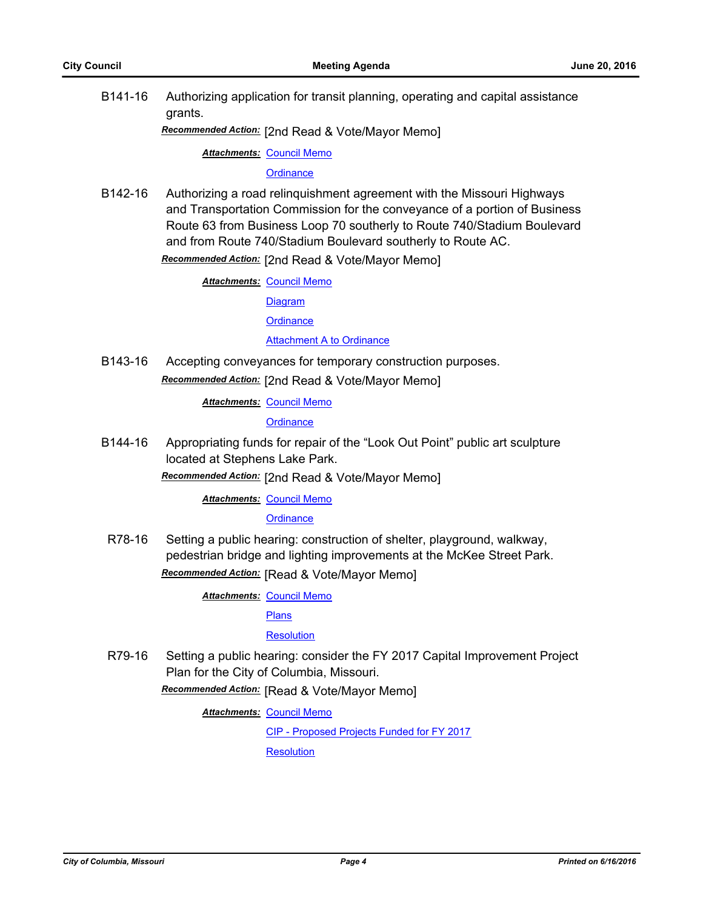B141-16 Authorizing application for transit planning, operating and capital assistance grants.

***Recommended Action:*** [2nd Read & Vote/Mayor Memo]

***Attachments:*** Council Memo

Ordinance

B142-16 Authorizing a road relinquishment agreement with the Missouri Highways and Transportation Commission for the conveyance of a portion of Business Route 63 from Business Loop 70 southerly to Route 740/Stadium Boulevard and from Route 740/Stadium Boulevard southerly to Route AC.

***Recommended Action:*** [2nd Read & Vote/Mayor Memo]

***Attachments:*** Council Memo

Diagram

Ordinance

Attachment A to Ordinance

B143-16 Accepting conveyances for temporary construction purposes.

***Recommended Action:*** [2nd Read & Vote/Mayor Memo]

***Attachments:*** Council Memo

Ordinance

B144-16 Appropriating funds for repair of the "Look Out Point" public art sculpture located at Stephens Lake Park.

***Recommended Action:*** [2nd Read & Vote/Mayor Memo]

***Attachments:*** Council Memo

Ordinance

R78-16 Setting a public hearing: construction of shelter, playground, walkway, pedestrian bridge and lighting improvements at the McKee Street Park.

***Recommended Action:*** [Read & Vote/Mayor Memo]

***Attachments:*** Council Memo

Plans

Resolution

R79-16 Setting a public hearing: consider the FY 2017 Capital Improvement Project Plan for the City of Columbia, Missouri.

***Recommended Action:*** [Read & Vote/Mayor Memo]

***Attachments:*** Council Memo

CIP - Proposed Projects Funded for FY 2017

Resolution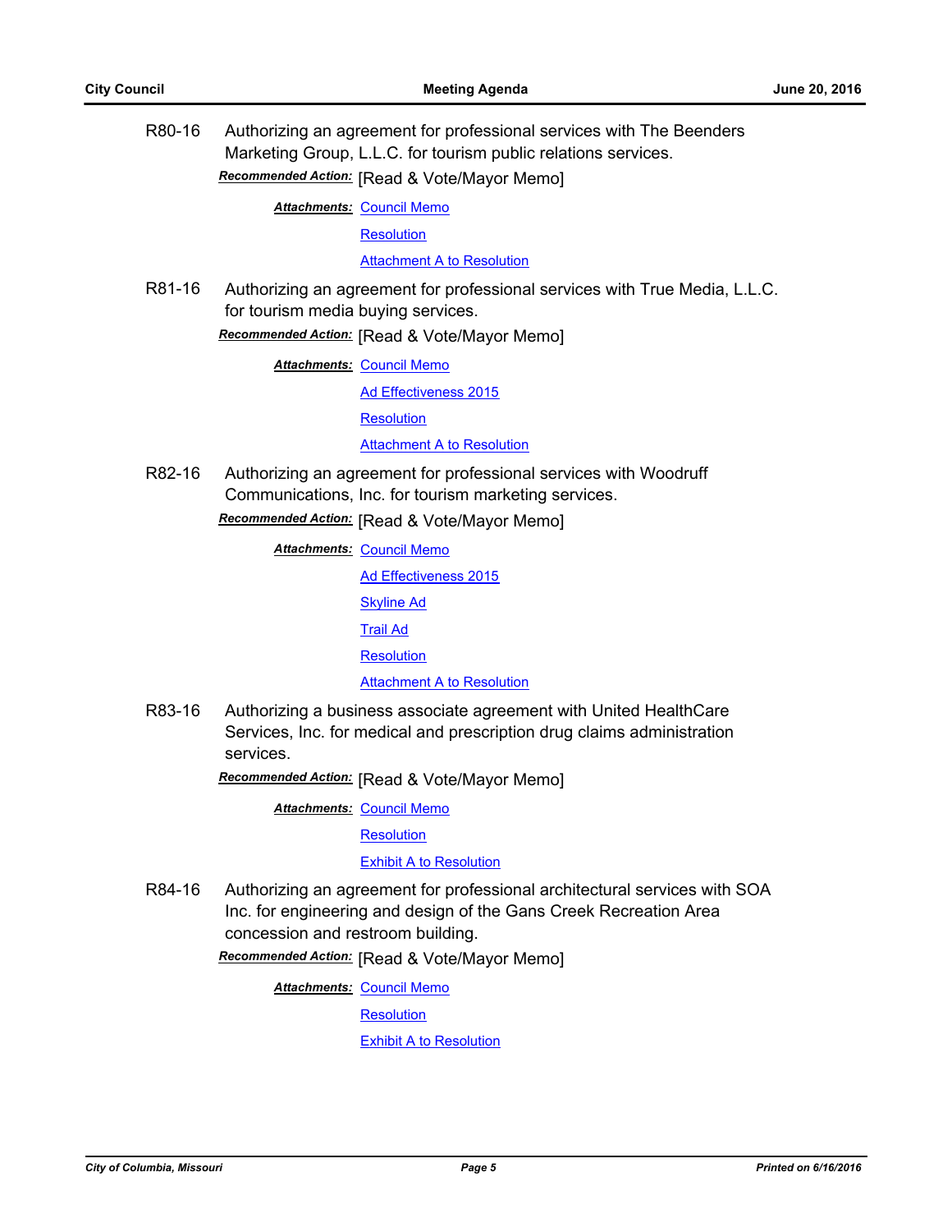R80-16 Authorizing an agreement for professional services with The Beenders Marketing Group, L.L.C. for tourism public relations services.

***Recommended Action:*** [Read & Vote/Mayor Memo]

***Attachments:*** Council Memo
Resolution
Attachment A to Resolution

R81-16 Authorizing an agreement for professional services with True Media, L.L.C. for tourism media buying services.

***Recommended Action:*** [Read & Vote/Mayor Memo]

***Attachments:*** Council Memo
Ad Effectiveness 2015
Resolution
Attachment A to Resolution

R82-16 Authorizing an agreement for professional services with Woodruff Communications, Inc. for tourism marketing services.

***Recommended Action:*** [Read & Vote/Mayor Memo]

***Attachments:*** Council Memo
Ad Effectiveness 2015
Skyline Ad
Trail Ad
Resolution
Attachment A to Resolution

R83-16 Authorizing a business associate agreement with United HealthCare Services, Inc. for medical and prescription drug claims administration services.

***Recommended Action:*** [Read & Vote/Mayor Memo]

***Attachments:*** Council Memo
Resolution
Exhibit A to Resolution

R84-16 Authorizing an agreement for professional architectural services with SOA Inc. for engineering and design of the Gans Creek Recreation Area concession and restroom building.

***Recommended Action:*** [Read & Vote/Mayor Memo]

***Attachments:*** Council Memo
Resolution
Exhibit A to Resolution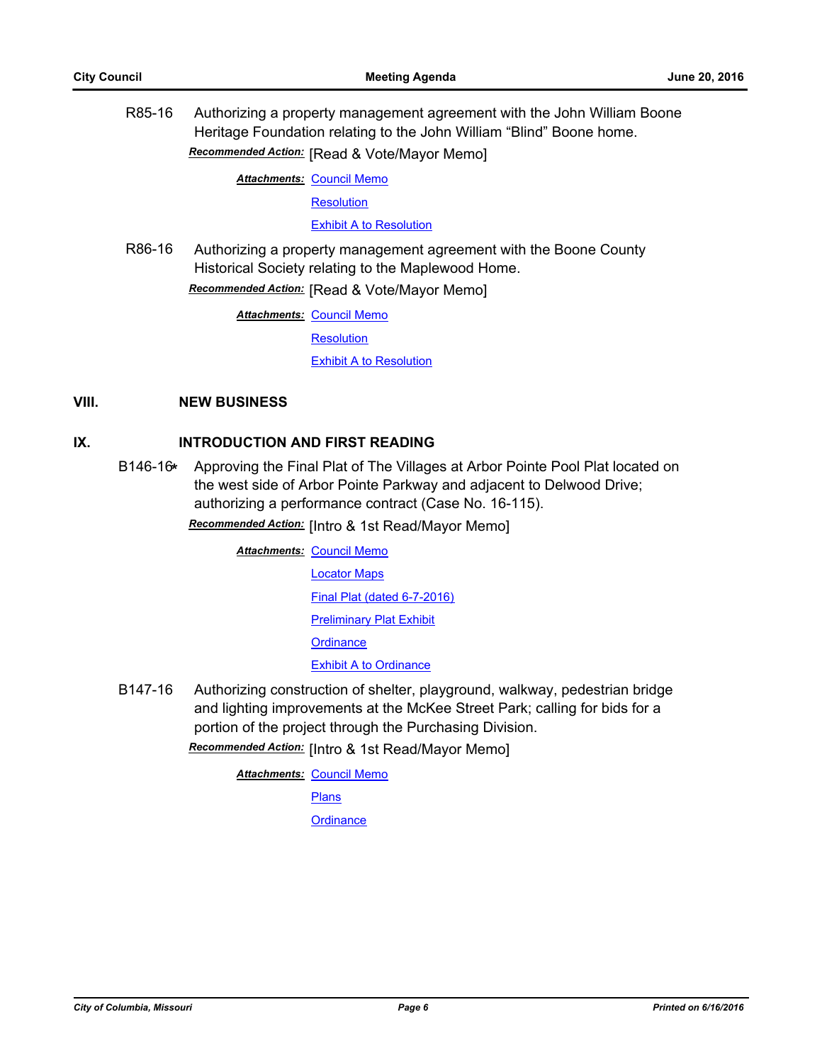R85-16 Authorizing a property management agreement with the John William Boone Heritage Foundation relating to the John William "Blind" Boone home.

***Recommended Action:*** [Read & Vote/Mayor Memo]

***Attachments:*** Council Memo
Resolution
Exhibit A to Resolution

R86-16 Authorizing a property management agreement with the Boone County Historical Society relating to the Maplewood Home.

***Recommended Action:*** [Read & Vote/Mayor Memo]

***Attachments:*** Council Memo
Resolution
Exhibit A to Resolution

## VIII. NEW BUSINESS

## IX. INTRODUCTION AND FIRST READING

B146-16* Approving the Final Plat of The Villages at Arbor Pointe Pool Plat located on the west side of Arbor Pointe Parkway and adjacent to Delwood Drive; authorizing a performance contract (Case No. 16-115).

***Recommended Action:*** [Intro & 1st Read/Mayor Memo]

***Attachments:*** Council Memo
Locator Maps
Final Plat (dated 6-7-2016)
Preliminary Plat Exhibit
Ordinance
Exhibit A to Ordinance

B147-16 Authorizing construction of shelter, playground, walkway, pedestrian bridge and lighting improvements at the McKee Street Park; calling for bids for a portion of the project through the Purchasing Division.

***Recommended Action:*** [Intro & 1st Read/Mayor Memo]

***Attachments:*** Council Memo
Plans
Ordinance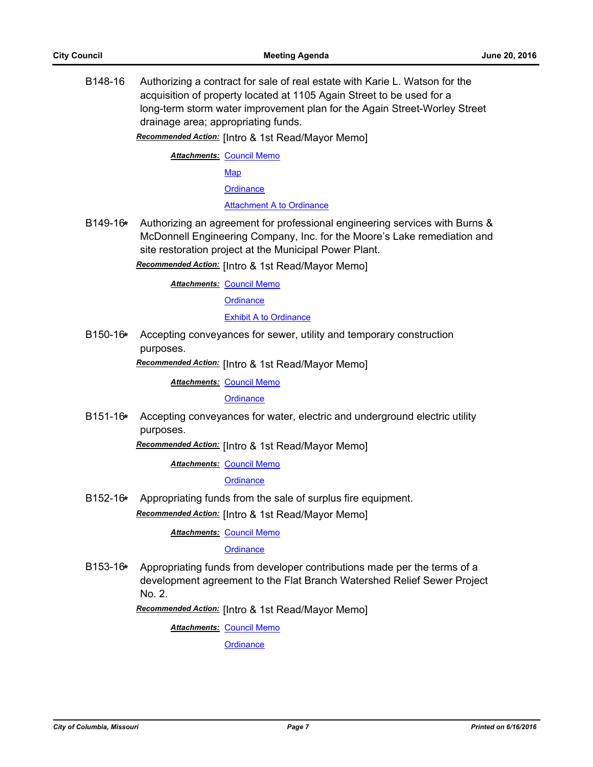B148-16 Authorizing a contract for sale of real estate with Karie L. Watson for the acquisition of property located at 1105 Again Street to be used for a long-term storm water improvement plan for the Again Street-Worley Street drainage area; appropriating funds.

***Recommended Action:*** [Intro & 1st Read/Mayor Memo]

***Attachments:*** Council Memo
Map
Ordinance
Attachment A to Ordinance

B149-16* Authorizing an agreement for professional engineering services with Burns & McDonnell Engineering Company, Inc. for the Moore's Lake remediation and site restoration project at the Municipal Power Plant.

***Recommended Action:*** [Intro & 1st Read/Mayor Memo]

***Attachments:*** Council Memo
Ordinance
Exhibit A to Ordinance

B150-16* Accepting conveyances for sewer, utility and temporary construction purposes.

***Recommended Action:*** [Intro & 1st Read/Mayor Memo]

***Attachments:*** Council Memo
Ordinance

B151-16* Accepting conveyances for water, electric and underground electric utility purposes.

***Recommended Action:*** [Intro & 1st Read/Mayor Memo]

***Attachments:*** Council Memo
Ordinance

B152-16* Appropriating funds from the sale of surplus fire equipment.

***Recommended Action:*** [Intro & 1st Read/Mayor Memo]

***Attachments:*** Council Memo
Ordinance

B153-16* Appropriating funds from developer contributions made per the terms of a development agreement to the Flat Branch Watershed Relief Sewer Project No. 2.

***Recommended Action:*** [Intro & 1st Read/Mayor Memo]

***Attachments:*** Council Memo
Ordinance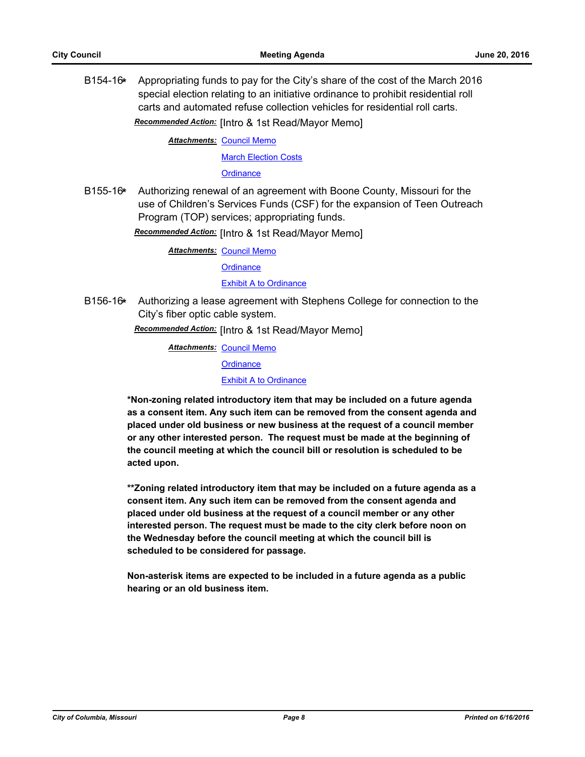B154-16* Appropriating funds to pay for the City's share of the cost of the March 2016 special election relating to an initiative ordinance to prohibit residential roll carts and automated refuse collection vehicles for residential roll carts.

***Recommended Action:*** [Intro & 1st Read/Mayor Memo]

***Attachments:*** Council Memo
March Election Costs
Ordinance

B155-16* Authorizing renewal of an agreement with Boone County, Missouri for the use of Children's Services Funds (CSF) for the expansion of Teen Outreach Program (TOP) services; appropriating funds.

***Recommended Action:*** [Intro & 1st Read/Mayor Memo]

***Attachments:*** Council Memo
Ordinance
Exhibit A to Ordinance

B156-16* Authorizing a lease agreement with Stephens College for connection to the City's fiber optic cable system.

***Recommended Action:*** [Intro & 1st Read/Mayor Memo]

***Attachments:*** Council Memo
Ordinance
Exhibit A to Ordinance

**\*Non-zoning related introductory item that may be included on a future agenda as a consent item. Any such item can be removed from the consent agenda and placed under old business or new business at the request of a council member or any other interested person. The request must be made at the beginning of the council meeting at which the council bill or resolution is scheduled to be acted upon.**

**\*\*Zoning related introductory item that may be included on a future agenda as a consent item. Any such item can be removed from the consent agenda and placed under old business at the request of a council member or any other interested person. The request must be made to the city clerk before noon on the Wednesday before the council meeting at which the council bill is scheduled to be considered for passage.**

**Non-asterisk items are expected to be included in a future agenda as a public hearing or an old business item.**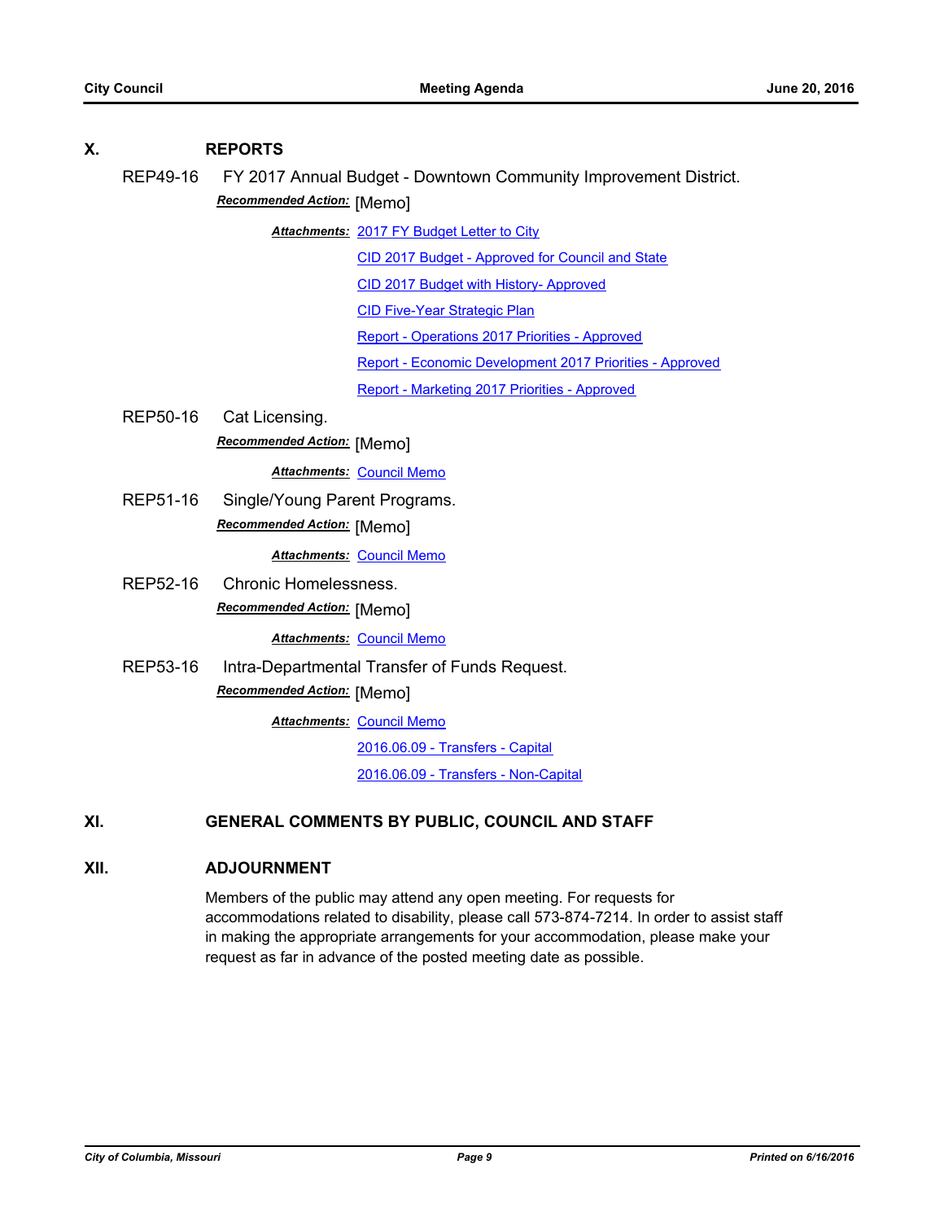## X. REPORTS

**REP49-16** FY 2017 Annual Budget - Downtown Community Improvement District.

***Recommended Action:*** [Memo]

***Attachments:*** 2017 FY Budget Letter to City

CID 2017 Budget - Approved for Council and State

CID 2017 Budget with History- Approved

CID Five-Year Strategic Plan

Report - Operations 2017 Priorities - Approved

Report - Economic Development 2017 Priorities - Approved

Report - Marketing 2017 Priorities - Approved

**REP50-16** Cat Licensing.

***Recommended Action:*** [Memo]

***Attachments:*** Council Memo

**REP51-16** Single/Young Parent Programs.

***Recommended Action:*** [Memo]

***Attachments:*** Council Memo

**REP52-16** Chronic Homelessness.

***Recommended Action:*** [Memo]

***Attachments:*** Council Memo

**REP53-16** Intra-Departmental Transfer of Funds Request.

***Recommended Action:*** [Memo]

***Attachments:*** Council Memo

2016.06.09 - Transfers - Capital

2016.06.09 - Transfers - Non-Capital

## XI. GENERAL COMMENTS BY PUBLIC, COUNCIL AND STAFF

## XII. ADJOURNMENT

Members of the public may attend any open meeting. For requests for accommodations related to disability, please call 573-874-7214. In order to assist staff in making the appropriate arrangements for your accommodation, please make your request as far in advance of the posted meeting date as possible.